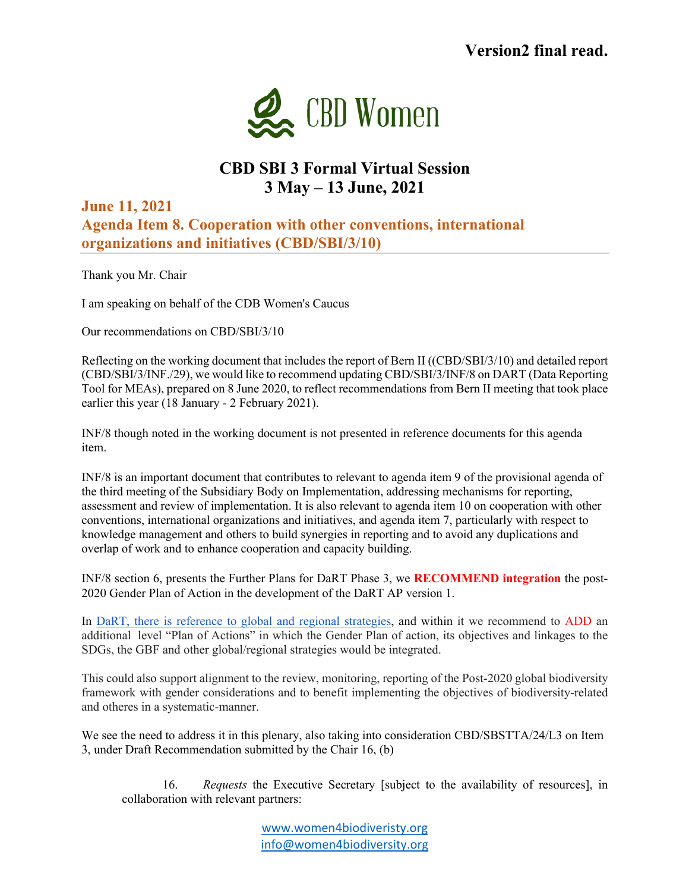**Version2 final read.**

CBD Women

# CBD SBI 3 Formal Virtual Session
## 3 May – 13 June, 2021

### June 11, 2021
### Agenda Item 8. Cooperation with other conventions, international organizations and initiatives (CBD/SBI/3/10)

Thank you Mr. Chair

I am speaking on behalf of the CDB Women's Caucus

Our recommendations on CBD/SBI/3/10

Reflecting on the working document that includes the report of Bern II ((CBD/SBI/3/10) and detailed report (CBD/SBI/3/INF./29), we would like to recommend updating CBD/SBI/3/INF/8 on DART (Data Reporting Tool for MEAs), prepared on 8 June 2020, to reflect recommendations from Bern II meeting that took place earlier this year (18 January - 2 February 2021).

INF/8 though noted in the working document is not presented in reference documents for this agenda item.

INF/8 is an important document that contributes to relevant to agenda item 9 of the provisional agenda of the third meeting of the Subsidiary Body on Implementation, addressing mechanisms for reporting, assessment and review of implementation. It is also relevant to agenda item 10 on cooperation with other conventions, international organizations and initiatives, and agenda item 7, particularly with respect to knowledge management and others to build synergies in reporting and to avoid any duplications and overlap of work and to enhance cooperation and capacity building.

INF/8 section 6, presents the Further Plans for DaRT Phase 3, we **RECOMMEND integration** the post-2020 Gender Plan of Action in the development of the DaRT AP version 1.

In DaRT, there is reference to global and regional strategies, and within it we recommend to ADD an additional level "Plan of Actions" in which the Gender Plan of action, its objectives and linkages to the SDGs, the GBF and other global/regional strategies would be integrated.

This could also support alignment to the review, monitoring, reporting of the Post-2020 global biodiversity framework with gender considerations and to benefit implementing the objectives of biodiversity-related and otheres in a systematic-manner.

We see the need to address it in this plenary, also taking into consideration CBD/SBSTTA/24/L3 on Item 3, under Draft Recommendation submitted by the Chair 16, (b)

> 16. *Requests* the Executive Secretary [subject to the availability of resources], in collaboration with relevant partners:

www.women4biodiveristy.org
info@women4biodiversity.org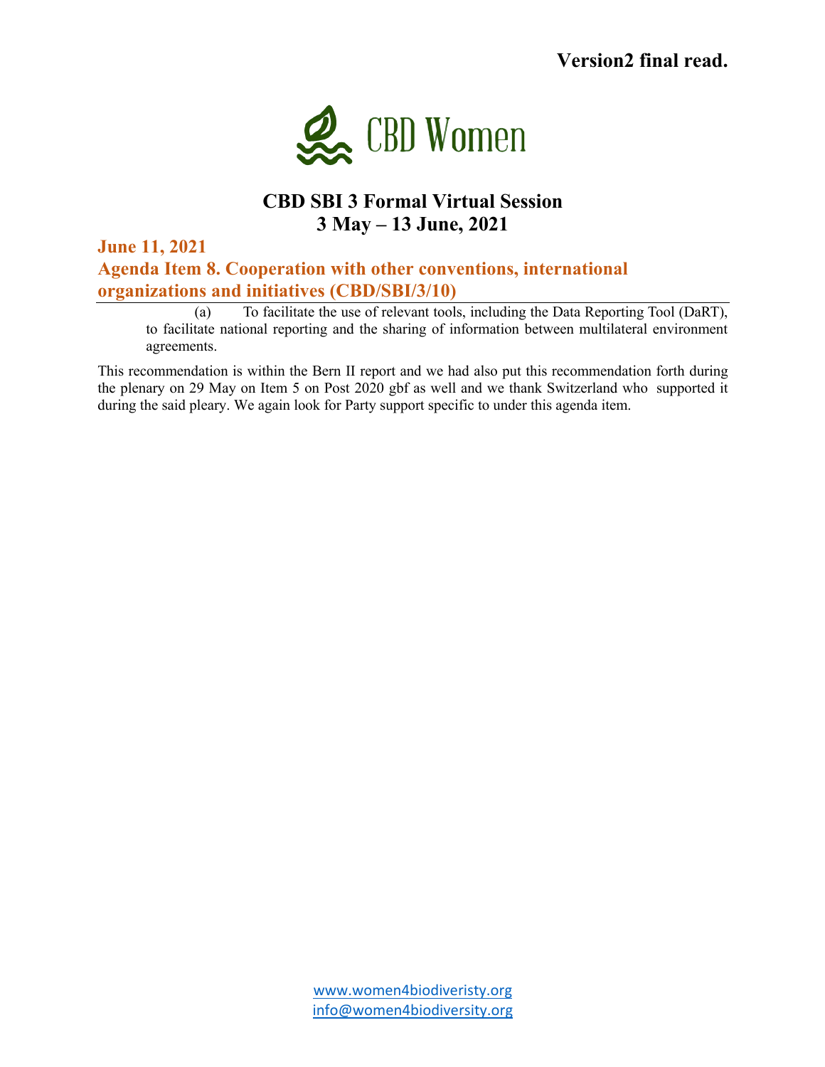**Version2 final read.**

CBD Women

## CBD SBI 3 Formal Virtual Session
## 3 May – 13 June, 2021

### June 11, 2021
### Agenda Item 8. Cooperation with other conventions, international organizations and initiatives (CBD/SBI/3/10)

(a) To facilitate the use of relevant tools, including the Data Reporting Tool (DaRT), to facilitate national reporting and the sharing of information between multilateral environment agreements.

This recommendation is within the Bern II report and we had also put this recommendation forth during the plenary on 29 May on Item 5 on Post 2020 gbf as well and we thank Switzerland who supported it during the said pleary. We again look for Party support specific to under this agenda item.

www.women4biodiveristy.org
info@women4biodiversity.org